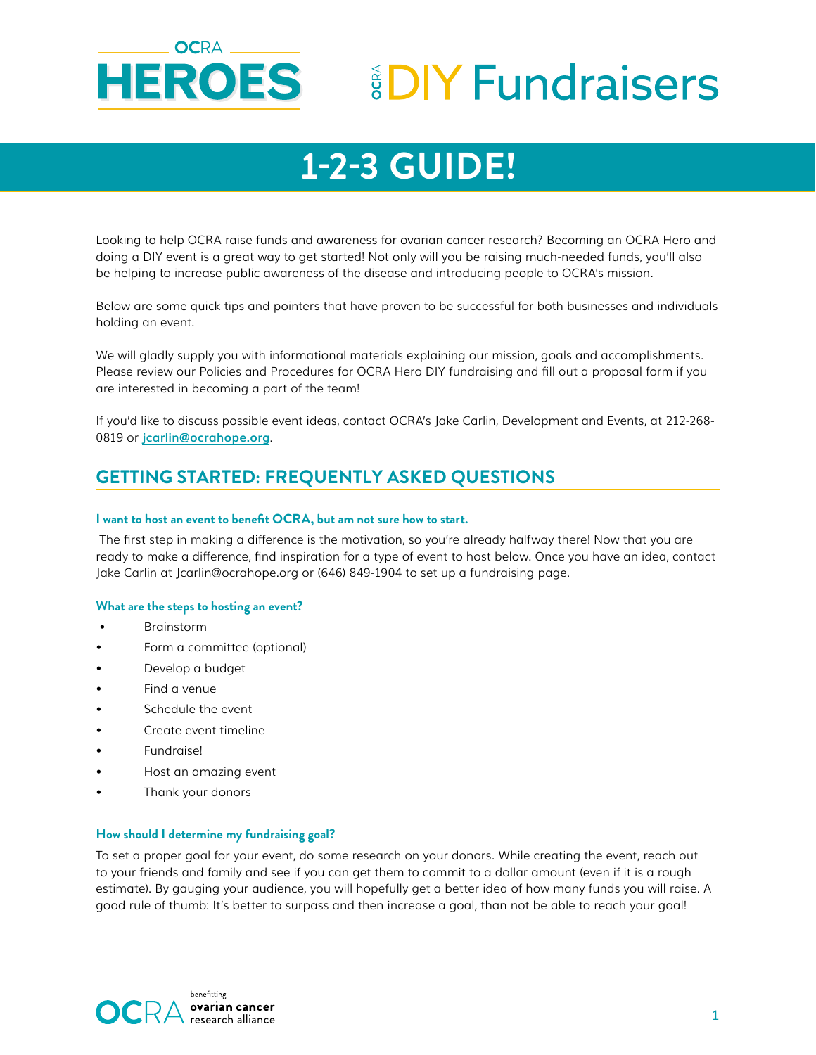# OCRA HEROES OCRA DIY Fundraisers

# 1-2-3 GUIDE!

Looking to help OCRA raise funds and awareness for ovarian cancer research? Becoming an OCRA Hero and doing a DIY event is a great way to get started! Not only will you be raising much-needed funds, you'll also be helping to increase public awareness of the disease and introducing people to OCRA's mission.

Below are some quick tips and pointers that have proven to be successful for both businesses and individuals holding an event.

We will gladly supply you with informational materials explaining our mission, goals and accomplishments. Please review our Policies and Procedures for OCRA Hero DIY fundraising and fill out a proposal form if you are interested in becoming a part of the team!

If you'd like to discuss possible event ideas, contact OCRA's Jake Carlin, Development and Events, at 212-268-0819 or **jcarlin@ocrahope.org**.

## GETTING STARTED: FREQUENTLY ASKED QUESTIONS

#### I want to host an event to benefit OCRA, but am not sure how to start.

The first step in making a difference is the motivation, so you're already halfway there! Now that you are ready to make a difference, find inspiration for a type of event to host below. Once you have an idea, contact Jake Carlin at Jcarlin@ocrahope.org or (646) 849-1904 to set up a fundraising page.

#### What are the steps to hosting an event?

- Brainstorm
- Form a committee (optional)
- Develop a budget
- Find a venue
- Schedule the event
- Create event timeline
- Fundraise!
- Host an amazing event
- Thank your donors

#### How should I determine my fundraising goal?

To set a proper goal for your event, do some research on your donors. While creating the event, reach out to your friends and family and see if you can get them to commit to a dollar amount (even if it is a rough estimate). By gauging your audience, you will hopefully get a better idea of how many funds you will raise. A good rule of thumb: It's better to surpass and then increase a goal, than not be able to reach your goal!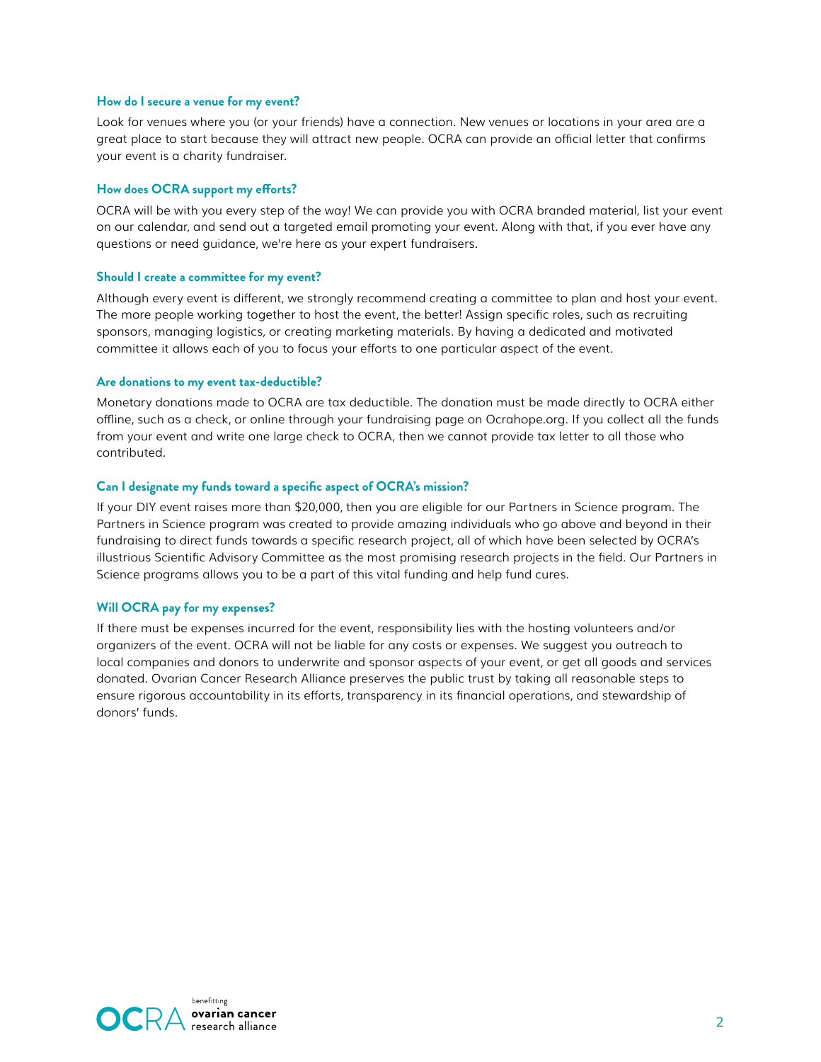### How do I secure a venue for my event?

Look for venues where you (or your friends) have a connection. New venues or locations in your area are a great place to start because they will attract new people. OCRA can provide an official letter that confirms your event is a charity fundraiser.

### How does OCRA support my efforts?

OCRA will be with you every step of the way! We can provide you with OCRA branded material, list your event on our calendar, and send out a targeted email promoting your event. Along with that, if you ever have any questions or need guidance, we're here as your expert fundraisers.

### Should I create a committee for my event?

Although every event is different, we strongly recommend creating a committee to plan and host your event. The more people working together to host the event, the better! Assign specific roles, such as recruiting sponsors, managing logistics, or creating marketing materials. By having a dedicated and motivated committee it allows each of you to focus your efforts to one particular aspect of the event.

### Are donations to my event tax-deductible?

Monetary donations made to OCRA are tax deductible. The donation must be made directly to OCRA either offline, such as a check, or online through your fundraising page on Ocrahope.org. If you collect all the funds from your event and write one large check to OCRA, then we cannot provide tax letter to all those who contributed.

### Can I designate my funds toward a specific aspect of OCRA's mission?

If your DIY event raises more than $20,000, then you are eligible for our Partners in Science program. The Partners in Science program was created to provide amazing individuals who go above and beyond in their fundraising to direct funds towards a specific research project, all of which have been selected by OCRA's illustrious Scientific Advisory Committee as the most promising research projects in the field. Our Partners in Science programs allows you to be a part of this vital funding and help fund cures.

### Will OCRA pay for my expenses?

If there must be expenses incurred for the event, responsibility lies with the hosting volunteers and/or organizers of the event. OCRA will not be liable for any costs or expenses. We suggest you outreach to local companies and donors to underwrite and sponsor aspects of your event, or get all goods and services donated. Ovarian Cancer Research Alliance preserves the public trust by taking all reasonable steps to ensure rigorous accountability in its efforts, transparency in its financial operations, and stewardship of donors' funds.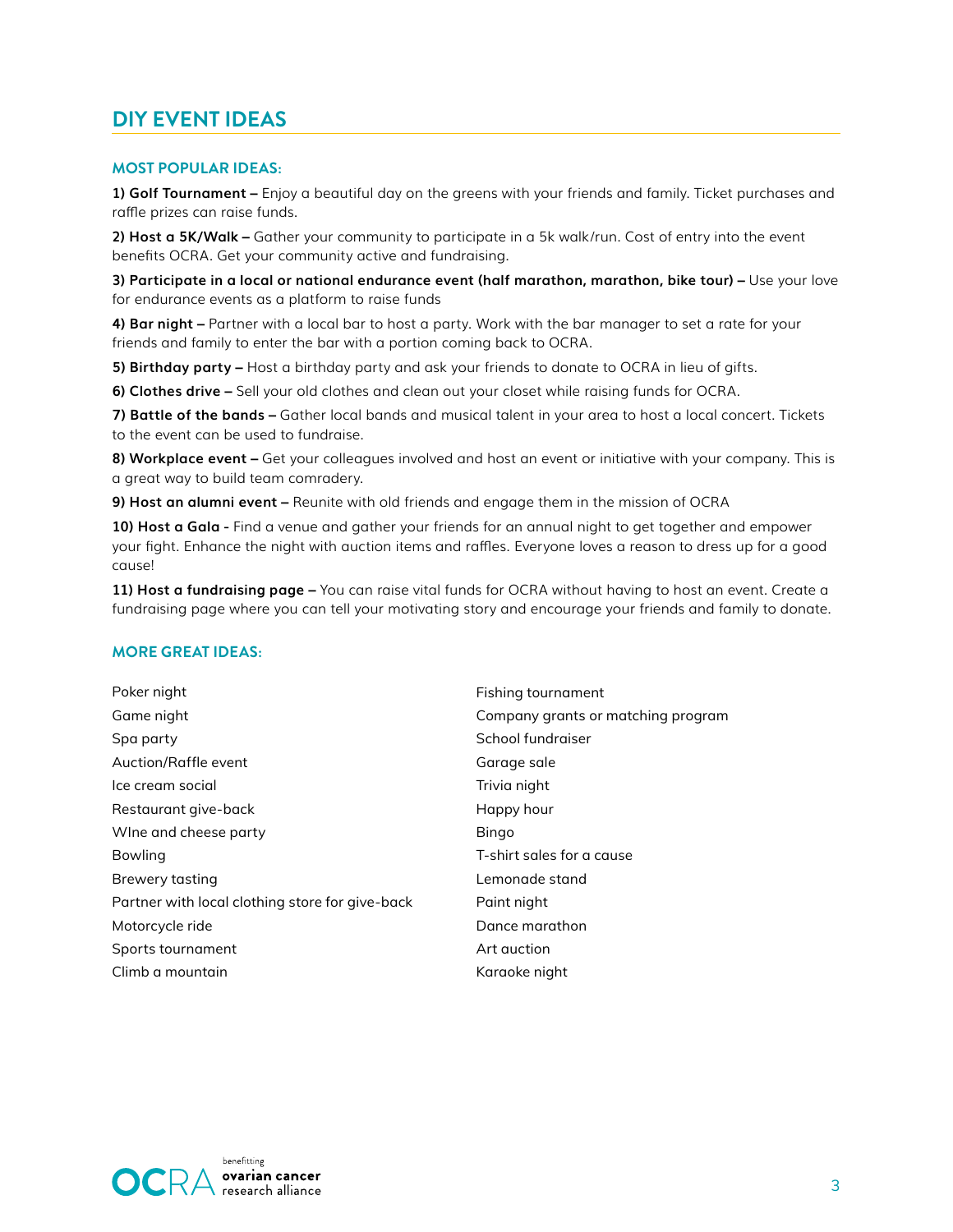## DIY EVENT IDEAS

### MOST POPULAR IDEAS:

**1) Golf Tournament –** Enjoy a beautiful day on the greens with your friends and family. Ticket purchases and raffle prizes can raise funds.

**2) Host a 5K/Walk –** Gather your community to participate in a 5k walk/run. Cost of entry into the event benefits OCRA. Get your community active and fundraising.

**3) Participate in a local or national endurance event (half marathon, marathon, bike tour) –** Use your love for endurance events as a platform to raise funds

**4) Bar night –** Partner with a local bar to host a party. Work with the bar manager to set a rate for your friends and family to enter the bar with a portion coming back to OCRA.

**5) Birthday party –** Host a birthday party and ask your friends to donate to OCRA in lieu of gifts.

**6) Clothes drive –** Sell your old clothes and clean out your closet while raising funds for OCRA.

**7) Battle of the bands –** Gather local bands and musical talent in your area to host a local concert. Tickets to the event can be used to fundraise.

**8) Workplace event –** Get your colleagues involved and host an event or initiative with your company. This is a great way to build team comradery.

**9) Host an alumni event –** Reunite with old friends and engage them in the mission of OCRA

**10) Host a Gala -** Find a venue and gather your friends for an annual night to get together and empower your fight. Enhance the night with auction items and raffles. Everyone loves a reason to dress up for a good cause!

**11) Host a fundraising page –** You can raise vital funds for OCRA without having to host an event. Create a fundraising page where you can tell your motivating story and encourage your friends and family to donate.

### MORE GREAT IDEAS:

Poker night
Game night
Spa party
Auction/Raffle event
Ice cream social
Restaurant give-back
WIne and cheese party
Bowling
Brewery tasting
Partner with local clothing store for give-back
Motorcycle ride
Sports tournament
Climb a mountain
Fishing tournament
Company grants or matching program
School fundraiser
Garage sale
Trivia night
Happy hour
Bingo
T-shirt sales for a cause
Lemonade stand
Paint night
Dance marathon
Art auction
Karaoke night

OCRA benefitting ovarian cancer research alliance